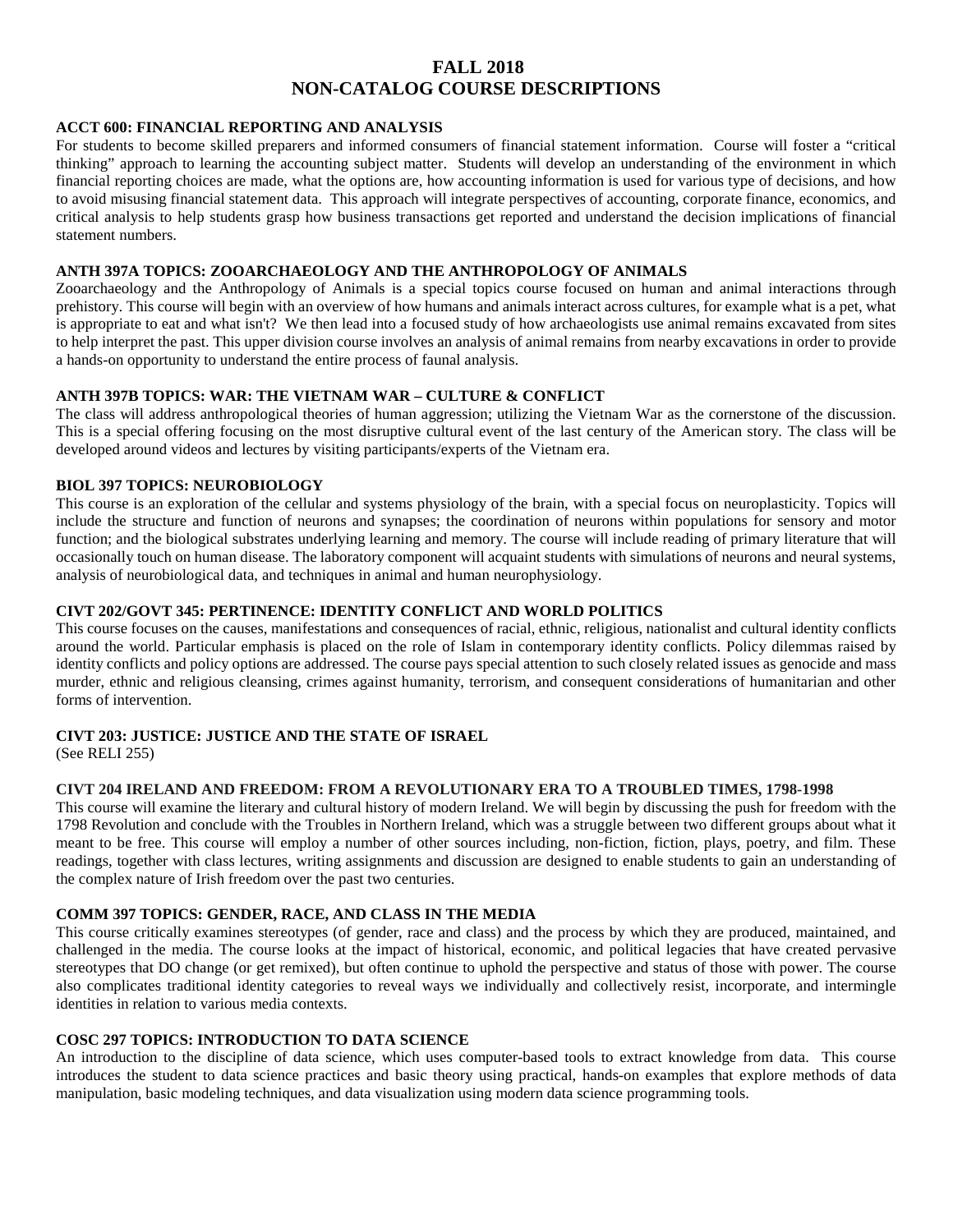# FALL 2018
# NON-CATALOG COURSE DESCRIPTIONS

**ACCT 600: FINANCIAL REPORTING AND ANALYSIS**

For students to become skilled preparers and informed consumers of financial statement information. Course will foster a "critical thinking" approach to learning the accounting subject matter. Students will develop an understanding of the environment in which financial reporting choices are made, what the options are, how accounting information is used for various type of decisions, and how to avoid misusing financial statement data. This approach will integrate perspectives of accounting, corporate finance, economics, and critical analysis to help students grasp how business transactions get reported and understand the decision implications of financial statement numbers.

**ANTH 397A TOPICS: ZOOARCHAEOLOGY AND THE ANTHROPOLOGY OF ANIMALS**

Zooarchaeology and the Anthropology of Animals is a special topics course focused on human and animal interactions through prehistory. This course will begin with an overview of how humans and animals interact across cultures, for example what is a pet, what is appropriate to eat and what isn't? We then lead into a focused study of how archaeologists use animal remains excavated from sites to help interpret the past. This upper division course involves an analysis of animal remains from nearby excavations in order to provide a hands-on opportunity to understand the entire process of faunal analysis.

**ANTH 397B TOPICS: WAR: THE VIETNAM WAR – CULTURE & CONFLICT**

The class will address anthropological theories of human aggression; utilizing the Vietnam War as the cornerstone of the discussion. This is a special offering focusing on the most disruptive cultural event of the last century of the American story. The class will be developed around videos and lectures by visiting participants/experts of the Vietnam era.

**BIOL 397 TOPICS: NEUROBIOLOGY**

This course is an exploration of the cellular and systems physiology of the brain, with a special focus on neuroplasticity. Topics will include the structure and function of neurons and synapses; the coordination of neurons within populations for sensory and motor function; and the biological substrates underlying learning and memory. The course will include reading of primary literature that will occasionally touch on human disease. The laboratory component will acquaint students with simulations of neurons and neural systems, analysis of neurobiological data, and techniques in animal and human neurophysiology.

**CIVT 202/GOVT 345: PERTINENCE: IDENTITY CONFLICT AND WORLD POLITICS**

This course focuses on the causes, manifestations and consequences of racial, ethnic, religious, nationalist and cultural identity conflicts around the world. Particular emphasis is placed on the role of Islam in contemporary identity conflicts. Policy dilemmas raised by identity conflicts and policy options are addressed. The course pays special attention to such closely related issues as genocide and mass murder, ethnic and religious cleansing, crimes against humanity, terrorism, and consequent considerations of humanitarian and other forms of intervention.

**CIVT 203: JUSTICE: JUSTICE AND THE STATE OF ISRAEL**

(See RELI 255)

**CIVT 204 IRELAND AND FREEDOM: FROM A REVOLUTIONARY ERA TO A TROUBLED TIMES, 1798-1998**

This course will examine the literary and cultural history of modern Ireland. We will begin by discussing the push for freedom with the 1798 Revolution and conclude with the Troubles in Northern Ireland, which was a struggle between two different groups about what it meant to be free. This course will employ a number of other sources including, non-fiction, fiction, plays, poetry, and film. These readings, together with class lectures, writing assignments and discussion are designed to enable students to gain an understanding of the complex nature of Irish freedom over the past two centuries.

**COMM 397 TOPICS: GENDER, RACE, AND CLASS IN THE MEDIA**

This course critically examines stereotypes (of gender, race and class) and the process by which they are produced, maintained, and challenged in the media. The course looks at the impact of historical, economic, and political legacies that have created pervasive stereotypes that DO change (or get remixed), but often continue to uphold the perspective and status of those with power. The course also complicates traditional identity categories to reveal ways we individually and collectively resist, incorporate, and intermingle identities in relation to various media contexts.

**COSC 297 TOPICS: INTRODUCTION TO DATA SCIENCE**

An introduction to the discipline of data science, which uses computer-based tools to extract knowledge from data. This course introduces the student to data science practices and basic theory using practical, hands-on examples that explore methods of data manipulation, basic modeling techniques, and data visualization using modern data science programming tools.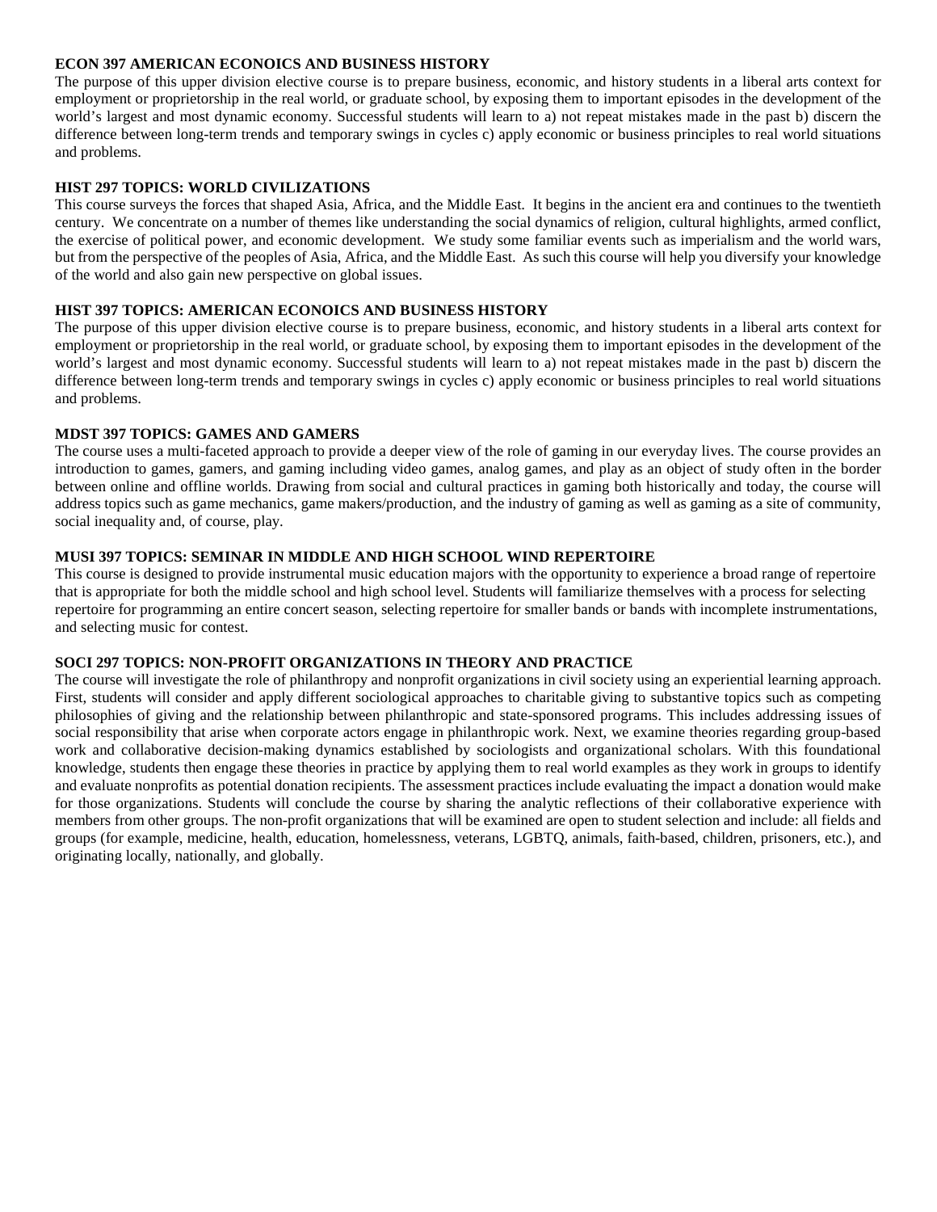**ECON 397 AMERICAN ECONOICS AND BUSINESS HISTORY**

The purpose of this upper division elective course is to prepare business, economic, and history students in a liberal arts context for employment or proprietorship in the real world, or graduate school, by exposing them to important episodes in the development of the world's largest and most dynamic economy. Successful students will learn to a) not repeat mistakes made in the past b) discern the difference between long-term trends and temporary swings in cycles c) apply economic or business principles to real world situations and problems.

**HIST 297 TOPICS: WORLD CIVILIZATIONS**

This course surveys the forces that shaped Asia, Africa, and the Middle East. It begins in the ancient era and continues to the twentieth century. We concentrate on a number of themes like understanding the social dynamics of religion, cultural highlights, armed conflict, the exercise of political power, and economic development. We study some familiar events such as imperialism and the world wars, but from the perspective of the peoples of Asia, Africa, and the Middle East. As such this course will help you diversify your knowledge of the world and also gain new perspective on global issues.

**HIST 397 TOPICS: AMERICAN ECONOICS AND BUSINESS HISTORY**

The purpose of this upper division elective course is to prepare business, economic, and history students in a liberal arts context for employment or proprietorship in the real world, or graduate school, by exposing them to important episodes in the development of the world's largest and most dynamic economy. Successful students will learn to a) not repeat mistakes made in the past b) discern the difference between long-term trends and temporary swings in cycles c) apply economic or business principles to real world situations and problems.

**MDST 397 TOPICS: GAMES AND GAMERS**

The course uses a multi-faceted approach to provide a deeper view of the role of gaming in our everyday lives. The course provides an introduction to games, gamers, and gaming including video games, analog games, and play as an object of study often in the border between online and offline worlds. Drawing from social and cultural practices in gaming both historically and today, the course will address topics such as game mechanics, game makers/production, and the industry of gaming as well as gaming as a site of community, social inequality and, of course, play.

**MUSI 397 TOPICS: SEMINAR IN MIDDLE AND HIGH SCHOOL WIND REPERTOIRE**

This course is designed to provide instrumental music education majors with the opportunity to experience a broad range of repertoire that is appropriate for both the middle school and high school level. Students will familiarize themselves with a process for selecting repertoire for programming an entire concert season, selecting repertoire for smaller bands or bands with incomplete instrumentations, and selecting music for contest.

**SOCI 297 TOPICS: NON-PROFIT ORGANIZATIONS IN THEORY AND PRACTICE**

The course will investigate the role of philanthropy and nonprofit organizations in civil society using an experiential learning approach. First, students will consider and apply different sociological approaches to charitable giving to substantive topics such as competing philosophies of giving and the relationship between philanthropic and state-sponsored programs. This includes addressing issues of social responsibility that arise when corporate actors engage in philanthropic work. Next, we examine theories regarding group-based work and collaborative decision-making dynamics established by sociologists and organizational scholars. With this foundational knowledge, students then engage these theories in practice by applying them to real world examples as they work in groups to identify and evaluate nonprofits as potential donation recipients. The assessment practices include evaluating the impact a donation would make for those organizations. Students will conclude the course by sharing the analytic reflections of their collaborative experience with members from other groups. The non-profit organizations that will be examined are open to student selection and include: all fields and groups (for example, medicine, health, education, homelessness, veterans, LGBTQ, animals, faith-based, children, prisoners, etc.), and originating locally, nationally, and globally.